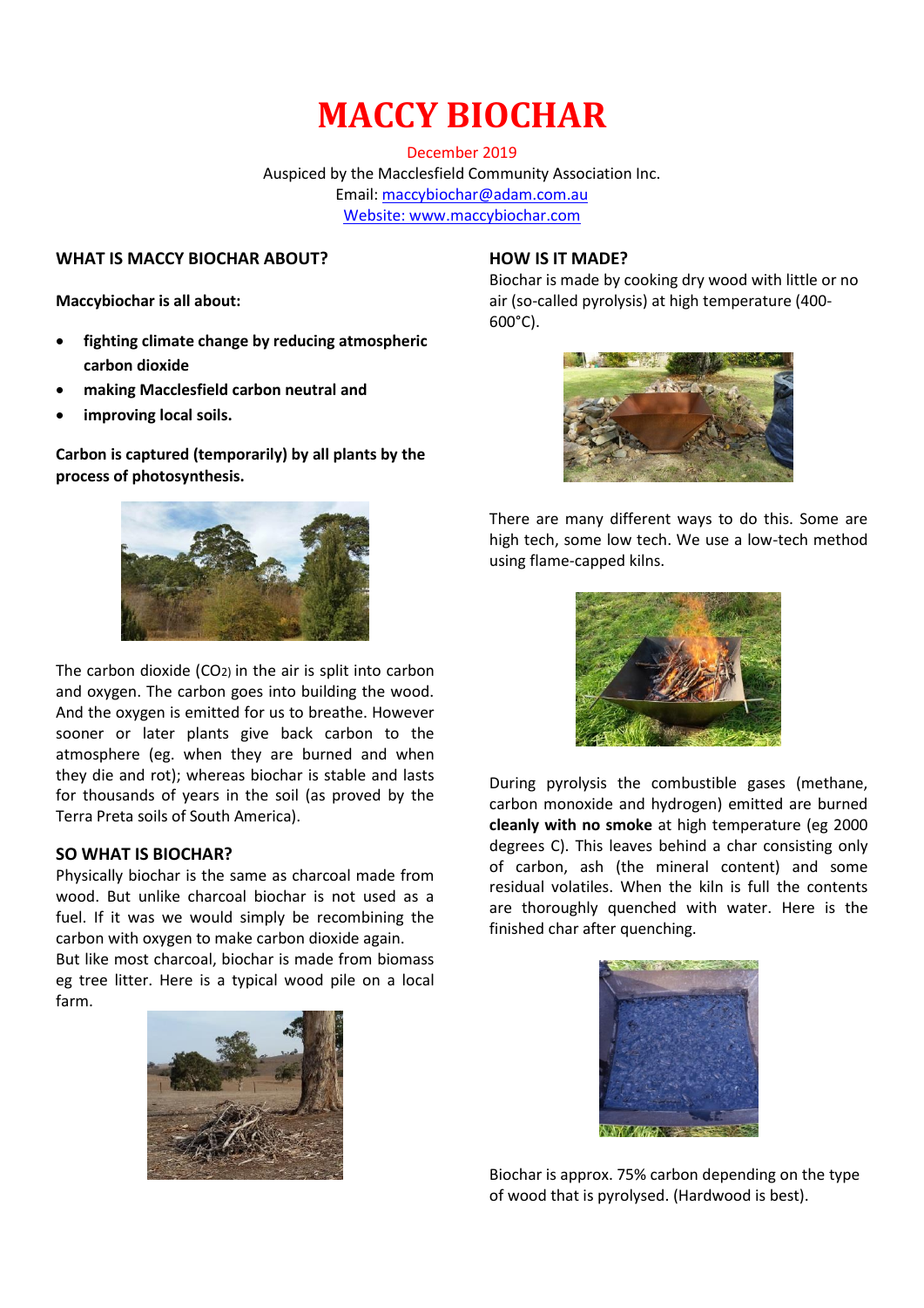# MACCY BIOCHAR

December 2019
Auspiced by the Macclesfield Community Association Inc.
Email: maccybiochar@adam.com.au
Website: www.maccybiochar.com

## WHAT IS MACCY BIOCHAR ABOUT?

**Maccybiochar is all about:**

- **fighting climate change by reducing atmospheric carbon dioxide**
- **making Macclesfield carbon neutral and**
- **improving local soils.**

**Carbon is captured (temporarily) by all plants by the process of photosynthesis.**

The carbon dioxide ($CO_2$) in the air is split into carbon and oxygen. The carbon goes into building the wood. And the oxygen is emitted for us to breathe. However sooner or later plants give back carbon to the atmosphere (eg. when they are burned and when they die and rot); whereas biochar is stable and lasts for thousands of years in the soil (as proved by the Terra Preta soils of South America).

## SO WHAT IS BIOCHAR?

Physically biochar is the same as charcoal made from wood. But unlike charcoal biochar is not used as a fuel. If it was we would simply be recombining the carbon with oxygen to make carbon dioxide again.
But like most charcoal, biochar is made from biomass eg tree litter. Here is a typical wood pile on a local farm.

## HOW IS IT MADE?

Biochar is made by cooking dry wood with little or no air (so-called pyrolysis) at high temperature (400-600°C).

There are many different ways to do this. Some are high tech, some low tech. We use a low-tech method using flame-capped kilns.

During pyrolysis the combustible gases (methane, carbon monoxide and hydrogen) emitted are burned **cleanly with no smoke** at high temperature (eg 2000 degrees C). This leaves behind a char consisting only of carbon, ash (the mineral content) and some residual volatiles. When the kiln is full the contents are thoroughly quenched with water. Here is the finished char after quenching.

Biochar is approx. 75% carbon depending on the type of wood that is pyrolysed. (Hardwood is best).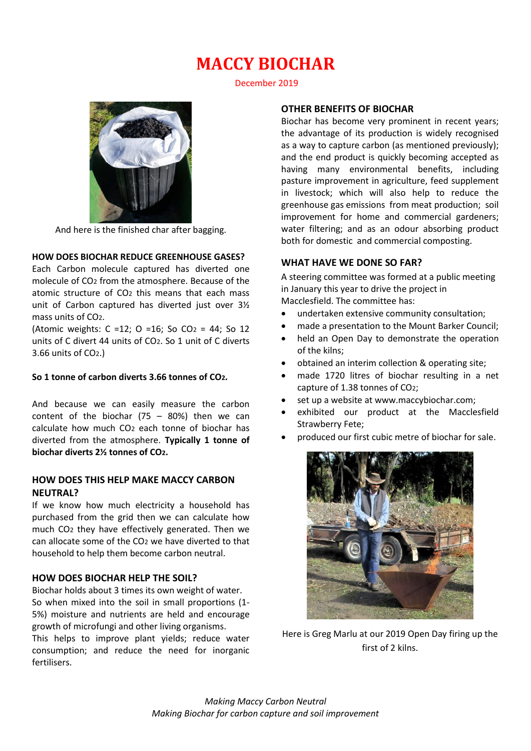# MACCY BIOCHAR

December 2019

And here is the finished char after bagging.

### HOW DOES BIOCHAR REDUCE GREENHOUSE GASES?

Each Carbon molecule captured has diverted one molecule of $CO_2$ from the atmosphere. Because of the atomic structure of $CO_2$ this means that each mass unit of Carbon captured has diverted just over 3½ mass units of $CO_2$.

(Atomic weights: C =12; O =16; So $CO_2$ = 44; So 12 units of C divert 44 units of $CO_2$. So 1 unit of C diverts 3.66 units of $CO_2$.)

**So 1 tonne of carbon diverts 3.66 tonnes of $CO_2$.**

And because we can easily measure the carbon content of the biochar (75 – 80%) then we can calculate how much $CO_2$ each tonne of biochar has diverted from the atmosphere. **Typically 1 tonne of biochar diverts 2½ tonnes of $CO_2$.**

### HOW DOES THIS HELP MAKE MACCY CARBON NEUTRAL?

If we know how much electricity a household has purchased from the grid then we can calculate how much $CO_2$ they have effectively generated. Then we can allocate some of the $CO_2$ we have diverted to that household to help them become carbon neutral.

### HOW DOES BIOCHAR HELP THE SOIL?

Biochar holds about 3 times its own weight of water. So when mixed into the soil in small proportions (1-5%) moisture and nutrients are held and encourage growth of microfungi and other living organisms.

This helps to improve plant yields; reduce water consumption; and reduce the need for inorganic fertilisers.

### OTHER BENEFITS OF BIOCHAR

Biochar has become very prominent in recent years; the advantage of its production is widely recognised as a way to capture carbon (as mentioned previously); and the end product is quickly becoming accepted as having many environmental benefits, including pasture improvement in agriculture, feed supplement in livestock; which will also help to reduce the greenhouse gas emissions from meat production; soil improvement for home and commercial gardeners; water filtering; and as an odour absorbing product both for domestic and commercial composting.

### WHAT HAVE WE DONE SO FAR?

A steering committee was formed at a public meeting in January this year to drive the project in Macclesfield. The committee has:

- undertaken extensive community consultation;
- made a presentation to the Mount Barker Council;
- held an Open Day to demonstrate the operation of the kilns;
- obtained an interim collection & operating site;
- made 1720 litres of biochar resulting in a net capture of 1.38 tonnes of $CO_2$;
- set up a website at www.maccybiochar.com;
- exhibited our product at the Macclesfield Strawberry Fete;
- produced our first cubic metre of biochar for sale.

Here is Greg Marlu at our 2019 Open Day firing up the first of 2 kilns.

*Making Maccy Carbon Neutral*
*Making Biochar for carbon capture and soil improvement*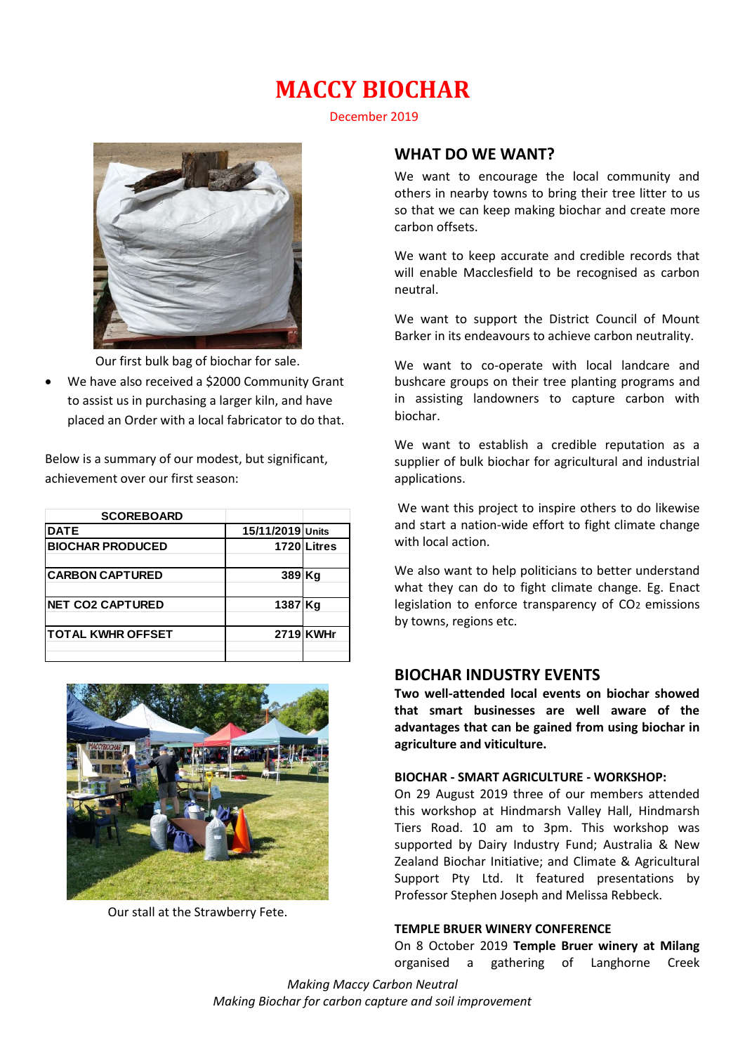# MACCY BIOCHAR

December 2019

Our first bulk bag of biochar for sale.

- We have also received a $2000 Community Grant to assist us in purchasing a larger kiln, and have placed an Order with a local fabricator to do that.

Below is a summary of our modest, but significant, achievement over our first season:

| SCOREBOARD | | |
|---|---|---|
| DATE | 15/11/2019 | Units |
| BIOCHAR PRODUCED | 1720 | Litres |
| CARBON CAPTURED | 389 | Kg |
| NET CO2 CAPTURED | 1387 | Kg |
| TOTAL KWHR OFFSET | 2719 | KWHr |

Our stall at the Strawberry Fete.

## WHAT DO WE WANT?

We want to encourage the local community and others in nearby towns to bring their tree litter to us so that we can keep making biochar and create more carbon offsets.

We want to keep accurate and credible records that will enable Macclesfield to be recognised as carbon neutral.

We want to support the District Council of Mount Barker in its endeavours to achieve carbon neutrality.

We want to co-operate with local landcare and bushcare groups on their tree planting programs and in assisting landowners to capture carbon with biochar.

We want to establish a credible reputation as a supplier of bulk biochar for agricultural and industrial applications.

We want this project to inspire others to do likewise and start a nation-wide effort to fight climate change with local action.

We also want to help politicians to better understand what they can do to fight climate change. Eg. Enact legislation to enforce transparency of $CO_2$ emissions by towns, regions etc.

## BIOCHAR INDUSTRY EVENTS

**Two well-attended local events on biochar showed that smart businesses are well aware of the advantages that can be gained from using biochar in agriculture and viticulture.**

### BIOCHAR - SMART AGRICULTURE - WORKSHOP:

On 29 August 2019 three of our members attended this workshop at Hindmarsh Valley Hall, Hindmarsh Tiers Road. 10 am to 3pm. This workshop was supported by Dairy Industry Fund; Australia & New Zealand Biochar Initiative; and Climate & Agricultural Support Pty Ltd. It featured presentations by Professor Stephen Joseph and Melissa Rebbeck.

### TEMPLE BRUER WINERY CONFERENCE

On 8 October 2019 **Temple Bruer winery at Milang** organised a gathering of Langhorne Creek

*Making Maccy Carbon Neutral*
*Making Biochar for carbon capture and soil improvement*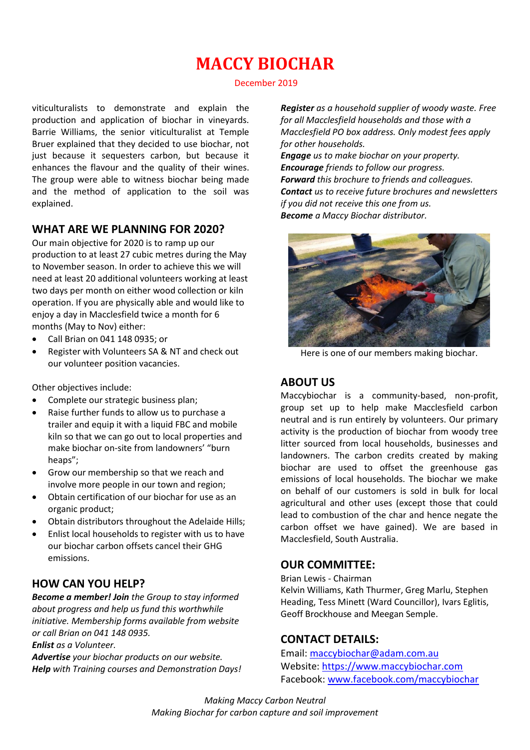# MACCY BIOCHAR

December 2019

viticulturalists to demonstrate and explain the production and application of biochar in vineyards. Barrie Williams, the senior viticulturalist at Temple Bruer explained that they decided to use biochar, not just because it sequesters carbon, but because it enhances the flavour and the quality of their wines. The group were able to witness biochar being made and the method of application to the soil was explained.

## WHAT ARE WE PLANNING FOR 2020?

Our main objective for 2020 is to ramp up our production to at least 27 cubic metres during the May to November season. In order to achieve this we will need at least 20 additional volunteers working at least two days per month on either wood collection or kiln operation. If you are physically able and would like to enjoy a day in Macclesfield twice a month for 6 months (May to Nov) either:

- Call Brian on 041 148 0935; or
- Register with Volunteers SA & NT and check out our volunteer position vacancies.

Other objectives include:

- Complete our strategic business plan;
- Raise further funds to allow us to purchase a trailer and equip it with a liquid FBC and mobile kiln so that we can go out to local properties and make biochar on-site from landowners' "burn heaps";
- Grow our membership so that we reach and involve more people in our town and region;
- Obtain certification of our biochar for use as an organic product;
- Obtain distributors throughout the Adelaide Hills;
- Enlist local households to register with us to have our biochar carbon offsets cancel their GHG emissions.

## HOW CAN YOU HELP?

***Become a member! Join*** *the Group to stay informed about progress and help us fund this worthwhile initiative. Membership forms available from website or call Brian on 041 148 0935.*
***Enlist*** *as a Volunteer.*
***Advertise*** *your biochar products on our website.*
***Help*** *with Training courses and Demonstration Days!*
***Register*** *as a household supplier of woody waste. Free for all Macclesfield households and those with a Macclesfield PO box address. Only modest fees apply for other households.*
***Engage*** *us to make biochar on your property.*
***Encourage*** *friends to follow our progress.*
***Forward*** *this brochure to friends and colleagues.*
***Contact*** *us to receive future brochures and newsletters if you did not receive this one from us.*
***Become*** *a Maccy Biochar distributor.*

Here is one of our members making biochar.

## ABOUT US

Maccybiochar is a community-based, non-profit, group set up to help make Macclesfield carbon neutral and is run entirely by volunteers. Our primary activity is the production of biochar from woody tree litter sourced from local households, businesses and landowners. The carbon credits created by making biochar are used to offset the greenhouse gas emissions of local households. The biochar we make on behalf of our customers is sold in bulk for local agricultural and other uses (except those that could lead to combustion of the char and hence negate the carbon offset we have gained). We are based in Macclesfield, South Australia.

## OUR COMMITTEE:

Brian Lewis - Chairman
Kelvin Williams, Kath Thurmer, Greg Marlu, Stephen Heading, Tess Minett (Ward Councillor), Ivars Eglitis, Geoff Brockhouse and Meegan Semple.

## CONTACT DETAILS:

Email: maccybiochar@adam.com.au
Website: https://www.maccybiochar.com
Facebook: www.facebook.com/maccybiochar

*Making Maccy Carbon Neutral*
*Making Biochar for carbon capture and soil improvement*